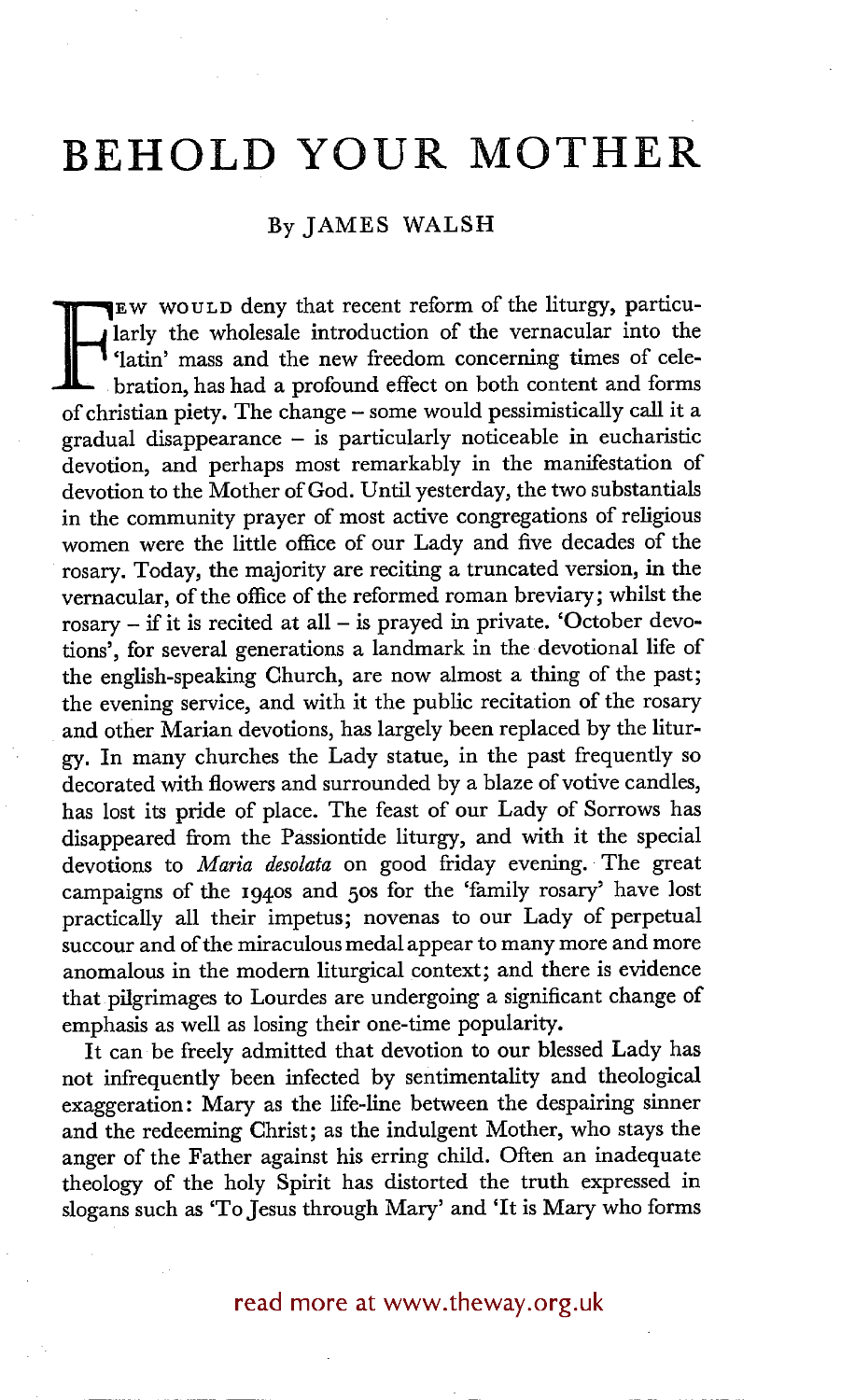# BEHOLD YOUR MOTHER

By JAMES WALSH

Few would deny that recent reform of the liturgy, particularly the wholesale introduction of the vernacular into the 'latin' mass and the new freedom concerning times of celebration, has had a profound effect on both content and forms of christian piety. The change – some would pessimistically call it a gradual disappearance – is particularly noticeable in eucharistic devotion, and perhaps most remarkably in the manifestation of devotion to the Mother of God. Until yesterday, the two substantials in the community prayer of most active congregations of religious women were the little office of our Lady and five decades of the rosary. Today, the majority are reciting a truncated version, in the vernacular, of the office of the reformed roman breviary; whilst the rosary – if it is recited at all – is prayed in private. 'October devotions', for several generations a landmark in the devotional life of the english-speaking Church, are now almost a thing of the past; the evening service, and with it the public recitation of the rosary and other Marian devotions, has largely been replaced by the liturgy. In many churches the Lady statue, in the past frequently so decorated with flowers and surrounded by a blaze of votive candles, has lost its pride of place. The feast of our Lady of Sorrows has disappeared from the Passiontide liturgy, and with it the special devotions to *Maria desolata* on good friday evening. The great campaigns of the 1940s and 50s for the 'family rosary' have lost practically all their impetus; novenas to our Lady of perpetual succour and of the miraculous medal appear to many more and more anomalous in the modern liturgical context; and there is evidence that pilgrimages to Lourdes are undergoing a significant change of emphasis as well as losing their one-time popularity.

It can be freely admitted that devotion to our blessed Lady has not infrequently been infected by sentimentality and theological exaggeration: Mary as the life-line between the despairing sinner and the redeeming Christ; as the indulgent Mother, who stays the anger of the Father against his erring child. Often an inadequate theology of the holy Spirit has distorted the truth expressed in slogans such as 'To Jesus through Mary' and 'It is Mary who forms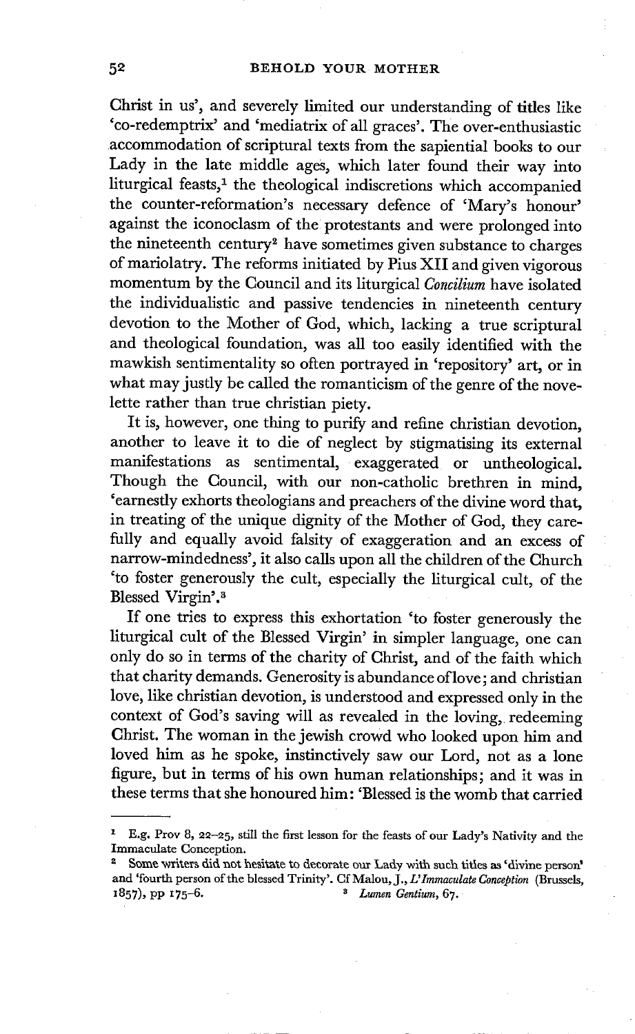Christ in us', and severely limited our understanding of titles like 'co-redemptrix' and 'mediatrix of all graces'. The over-enthusiastic accommodation of scriptural texts from the sapiential books to our Lady in the late middle ages, which later found their way into liturgical feasts,[1] the theological indiscretions which accompanied the counter-reformation's necessary defence of 'Mary's honour' against the iconoclasm of the protestants and were prolonged into the nineteenth century[2] have sometimes given substance to charges of mariolatry. The reforms initiated by Pius XII and given vigorous momentum by the Council and its liturgical *Concilium* have isolated the individualistic and passive tendencies in nineteenth century devotion to the Mother of God, which, lacking a true scriptural and theological foundation, was all too easily identified with the mawkish sentimentality so often portrayed in 'repository' art, or in what may justly be called the romanticism of the genre of the novelette rather than true christian piety.

It is, however, one thing to purify and refine christian devotion, another to leave it to die of neglect by stigmatising its external manifestations as sentimental, exaggerated or untheological. Though the Council, with our non-catholic brethren in mind, 'earnestly exhorts theologians and preachers of the divine word that, in treating of the unique dignity of the Mother of God, they carefully and equally avoid falsity of exaggeration and an excess of narrow-mindedness', it also calls upon all the children of the Church 'to foster generously the cult, especially the liturgical cult, of the Blessed Virgin'.[3]

If one tries to express this exhortation 'to foster generously the liturgical cult of the Blessed Virgin' in simpler language, one can only do so in terms of the charity of Christ, and of the faith which that charity demands. Generosity is abundance of love; and christian love, like christian devotion, is understood and expressed only in the context of God's saving will as revealed in the loving, redeeming Christ. The woman in the jewish crowd who looked upon him and loved him as he spoke, instinctively saw our Lord, not as a lone figure, but in terms of his own human relationships; and it was in these terms that she honoured him: 'Blessed is the womb that carried

---

[1] E.g. Prov 8, 22–25, still the first lesson for the feasts of our Lady's Nativity and the Immaculate Conception.

[2] Some writers did not hesitate to decorate our Lady with such titles as 'divine person' and 'fourth person of the blessed Trinity'. Cf Malou, J., *L'Immaculate Conception* (Brussels, 1857), pp 175–6.

[3] *Lumen Gentium*, 67.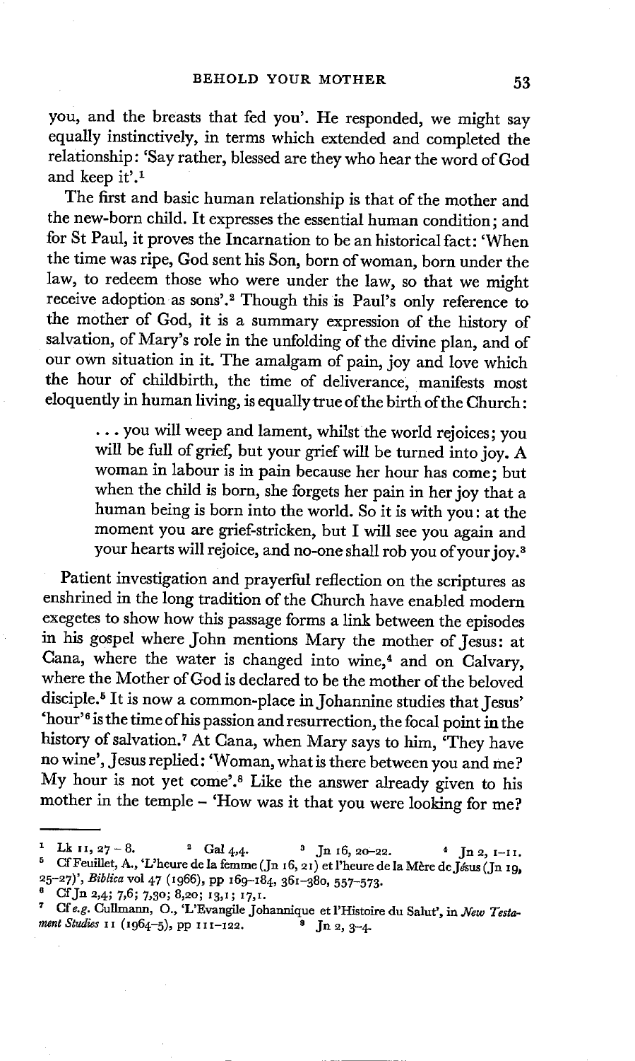you, and the breasts that fed you'. He responded, we might say equally instinctively, in terms which extended and completed the relationship: 'Say rather, blessed are they who hear the word of God and keep it'.[1]

The first and basic human relationship is that of the mother and the new-born child. It expresses the essential human condition; and for St Paul, it proves the Incarnation to be an historical fact: 'When the time was ripe, God sent his Son, born of woman, born under the law, to redeem those who were under the law, so that we might receive adoption as sons'.[2] Though this is Paul's only reference to the mother of God, it is a summary expression of the history of salvation, of Mary's role in the unfolding of the divine plan, and of our own situation in it. The amalgam of pain, joy and love which the hour of childbirth, the time of deliverance, manifests most eloquently in human living, is equally true of the birth of the Church:

> . . . you will weep and lament, whilst the world rejoices; you will be full of grief, but your grief will be turned into joy. A woman in labour is in pain because her hour has come; but when the child is born, she forgets her pain in her joy that a human being is born into the world. So it is with you: at the moment you are grief-stricken, but I will see you again and your hearts will rejoice, and no-one shall rob you of your joy.[3]

Patient investigation and prayerful reflection on the scriptures as enshrined in the long tradition of the Church have enabled modern exegetes to show how this passage forms a link between the episodes in his gospel where John mentions Mary the mother of Jesus: at Cana, where the water is changed into wine,[4] and on Calvary, where the Mother of God is declared to be the mother of the beloved disciple.[5] It is now a common-place in Johannine studies that Jesus' 'hour'[6] is the time of his passion and resurrection, the focal point in the history of salvation.[7] At Cana, when Mary says to him, 'They have no wine', Jesus replied: 'Woman, what is there between you and me? My hour is not yet come'.[8] Like the answer already given to his mother in the temple – 'How was it that you were looking for me?

---

[1] Lk 11, 27 – 8. [2] Gal 4,4. [3] Jn 16, 20–22. [4] Jn 2, 1–11.

[5] Cf Feuillet, A., 'L'heure de la femme (Jn 16, 21) et l'heure de la Mère de Jésus (Jn 19, 25–27)', *Biblica* vol 47 (1966), pp 169–184, 361–380, 557–573.

[6] Cf Jn 2,4; 7,6; 7,30; 8,20; 13,1; 17,1.

[7] Cf *e.g.* Cullmann, O., 'L'Evangile Johannique et l'Histoire du Salut', in *New Testament Studies* 11 (1964–5), pp 111–122. [8] Jn 2, 3–4.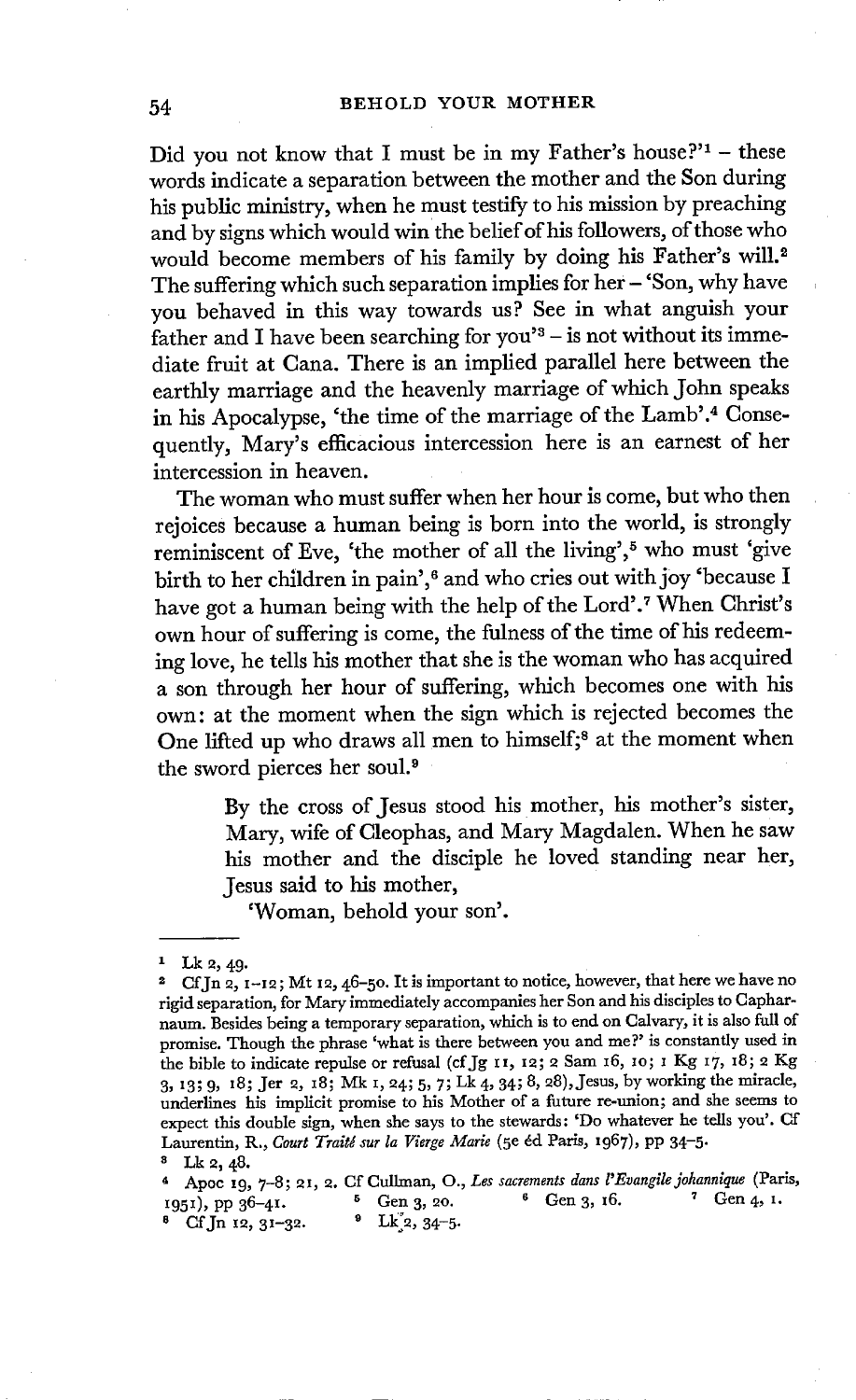Did you not know that I must be in my Father's house?'[1] – these words indicate a separation between the mother and the Son during his public ministry, when he must testify to his mission by preaching and by signs which would win the belief of his followers, of those who would become members of his family by doing his Father's will.[2] The suffering which such separation implies for her – 'Son, why have you behaved in this way towards us? See in what anguish your father and I have been searching for you'[3] – is not without its immediate fruit at Cana. There is an implied parallel here between the earthly marriage and the heavenly marriage of which John speaks in his Apocalypse, 'the time of the marriage of the Lamb'.[4] Consequently, Mary's efficacious intercession here is an earnest of her intercession in heaven.

The woman who must suffer when her hour is come, but who then rejoices because a human being is born into the world, is strongly reminiscent of Eve, 'the mother of all the living',[5] who must 'give birth to her children in pain',[6] and who cries out with joy 'because I have got a human being with the help of the Lord'.[7] When Christ's own hour of suffering is come, the fulness of the time of his redeeming love, he tells his mother that she is the woman who has acquired a son through her hour of suffering, which becomes one with his own: at the moment when the sign which is rejected becomes the One lifted up who draws all men to himself;[8] at the moment when the sword pierces her soul.[9]

> By the cross of Jesus stood his mother, his mother's sister, Mary, wife of Cleophas, and Mary Magdalen. When he saw his mother and the disciple he loved standing near her, Jesus said to his mother,
>
> 'Woman, behold your son'.

---

[1] Lk 2, 49.

[2] Cf Jn 2, 1–12; Mt 12, 46–50. It is important to notice, however, that here we have no rigid separation, for Mary immediately accompanies her Son and his disciples to Capharnaum. Besides being a temporary separation, which is to end on Calvary, it is also full of promise. Though the phrase 'what is there between you and me?' is constantly used in the bible to indicate repulse or refusal (cf Jg 11, 12; 2 Sam 16, 10; 1 Kg 17, 18; 2 Kg 3, 13; 9, 18; Jer 2, 18; Mk 1, 24; 5, 7; Lk 4, 34; 8, 28), Jesus, by working the miracle, underlines his implicit promise to his Mother of a future re-union; and she seems to expect this double sign, when she says to the stewards: 'Do whatever he tells you'. Cf Laurentin, R., *Court Traité sur la Vierge Marie* (5e éd Paris, 1967), pp 34–5.

[3] Lk 2, 48.

[4] Apoc 19, 7–8; 21, 2. Cf Cullman, O., *Les sacrements dans l'Evangile johannique* (Paris, 1951), pp 36–41.

[5] Gen 3, 20.

[6] Gen 3, 16.

[7] Gen 4, 1.

[8] Cf Jn 12, 31–32.

[9] Lk 2, 34–5.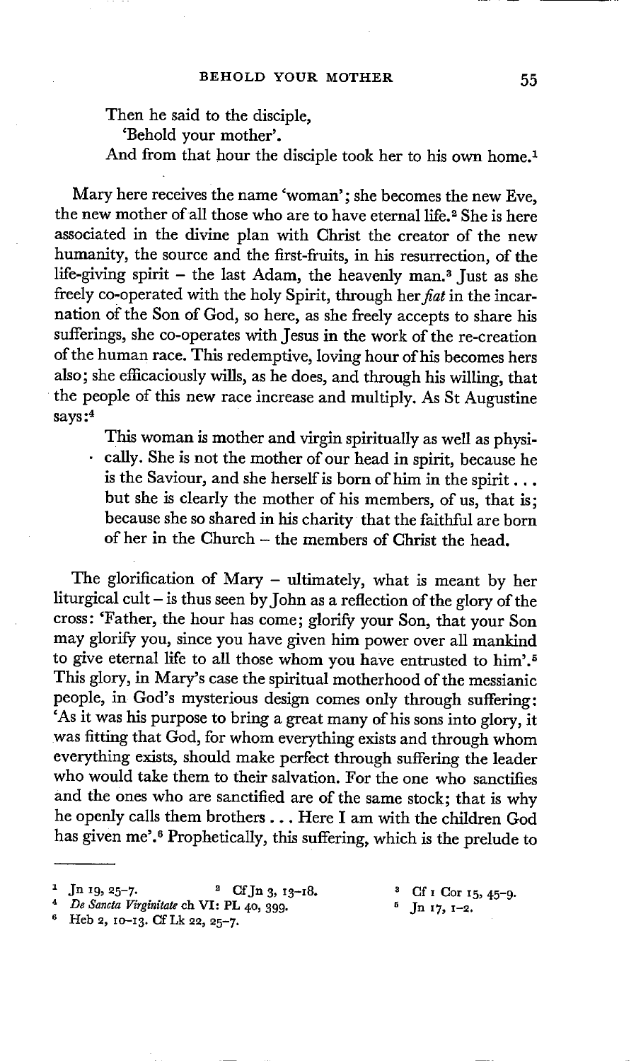Then he said to the disciple,
'Behold your mother'.
And from that hour the disciple took her to his own home.[1]

Mary here receives the name 'woman'; she becomes the new Eve, the new mother of all those who are to have eternal life.[2] She is here associated in the divine plan with Christ the creator of the new humanity, the source and the first-fruits, in his resurrection, of the life-giving spirit – the last Adam, the heavenly man.[3] Just as she freely co-operated with the holy Spirit, through her *fiat* in the incarnation of the Son of God, so here, as she freely accepts to share his sufferings, she co-operates with Jesus in the work of the re-creation of the human race. This redemptive, loving hour of his becomes hers also; she efficaciously wills, as he does, and through his willing, that the people of this new race increase and multiply. As St Augustine says:[4]

> This woman is mother and virgin spiritually as well as physically. She is not the mother of our head in spirit, because he is the Saviour, and she herself is born of him in the spirit ... but she is clearly the mother of his members, of us, that is; because she so shared in his charity that the faithful are born of her in the Church – the members of Christ the head.

The glorification of Mary – ultimately, what is meant by her liturgical cult – is thus seen by John as a reflection of the glory of the cross: 'Father, the hour has come; glorify your Son, that your Son may glorify you, since you have given him power over all mankind to give eternal life to all those whom you have entrusted to him'.[5] This glory, in Mary's case the spiritual motherhood of the messianic people, in God's mysterious design comes only through suffering: 'As it was his purpose to bring a great many of his sons into glory, it was fitting that God, for whom everything exists and through whom everything exists, should make perfect through suffering the leader who would take them to their salvation. For the one who sanctifies and the ones who are sanctified are of the same stock; that is why he openly calls them brothers ... Here I am with the children God has given me'.[6] Prophetically, this suffering, which is the prelude to

---

[1] Jn 19, 25–7.
[2] Cf Jn 3, 13–18.
[3] Cf 1 Cor 15, 45–9.
[4] *De Sancta Virginitate* ch VI: PL 40, 399.
[5] Jn 17, 1–2.
[6] Heb 2, 10–13. Cf Lk 22, 25–7.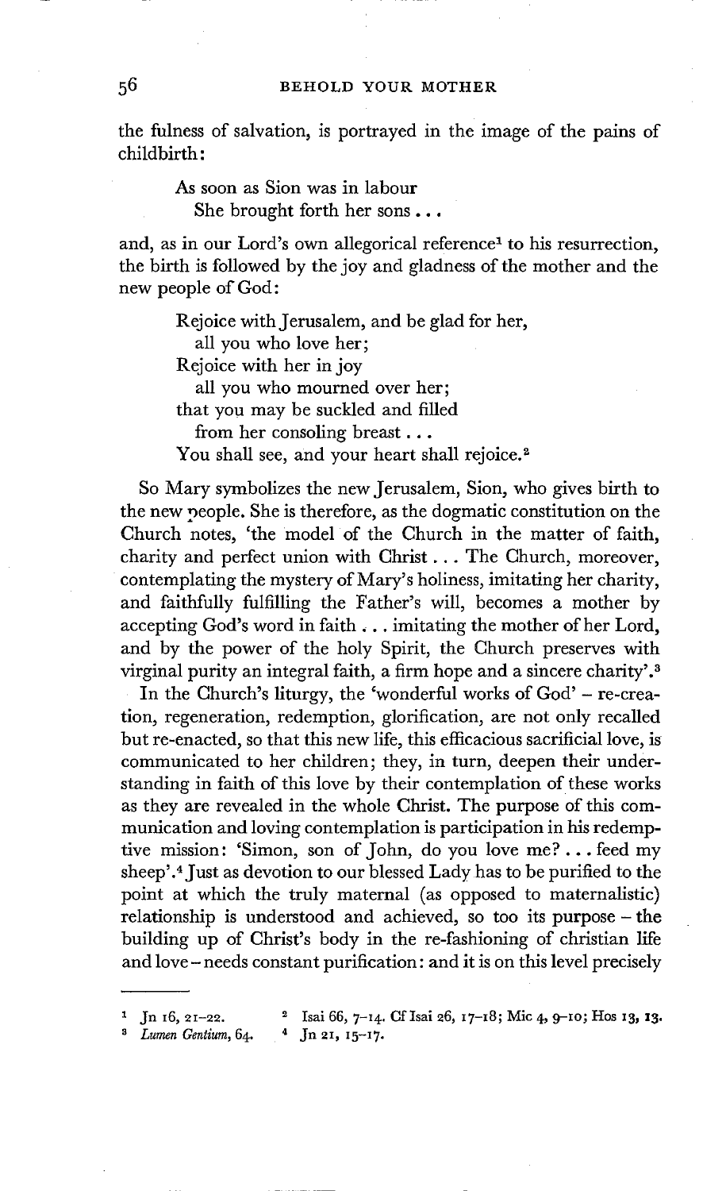the fulness of salvation, is portrayed in the image of the pains of childbirth:

> As soon as Sion was in labour
> She brought forth her sons . . .

and, as in our Lord's own allegorical reference[1] to his resurrection, the birth is followed by the joy and gladness of the mother and the new people of God:

> Rejoice with Jerusalem, and be glad for her,
> all you who love her;
> Rejoice with her in joy
> all you who mourned over her;
> that you may be suckled and filled
> from her consoling breast . . .
> You shall see, and your heart shall rejoice.[2]

So Mary symbolizes the new Jerusalem, Sion, who gives birth to the new people. She is therefore, as the dogmatic constitution on the Church notes, 'the model of the Church in the matter of faith, charity and perfect union with Christ . . . The Church, moreover, contemplating the mystery of Mary's holiness, imitating her charity, and faithfully fulfilling the Father's will, becomes a mother by accepting God's word in faith . . . imitating the mother of her Lord, and by the power of the holy Spirit, the Church preserves with virginal purity an integral faith, a firm hope and a sincere charity'.[3]

In the Church's liturgy, the 'wonderful works of God' – re-creation, regeneration, redemption, glorification, are not only recalled but re-enacted, so that this new life, this efficacious sacrificial love, is communicated to her children; they, in turn, deepen their understanding in faith of this love by their contemplation of these works as they are revealed in the whole Christ. The purpose of this communication and loving contemplation is participation in his redemptive mission: 'Simon, son of John, do you love me? . . . feed my sheep'.[4] Just as devotion to our blessed Lady has to be purified to the point at which the truly maternal (as opposed to maternalistic) relationship is understood and achieved, so too its purpose – the building up of Christ's body in the re-fashioning of christian life and love – needs constant purification: and it is on this level precisely

---

[1] Jn 16, 21–22. [2] Isai 66, 7–14. Cf Isai 26, 17–18; Mic 4, 9–10; Hos 13, 13.
[3] *Lumen Gentium*, 64. [4] Jn 21, 15–17.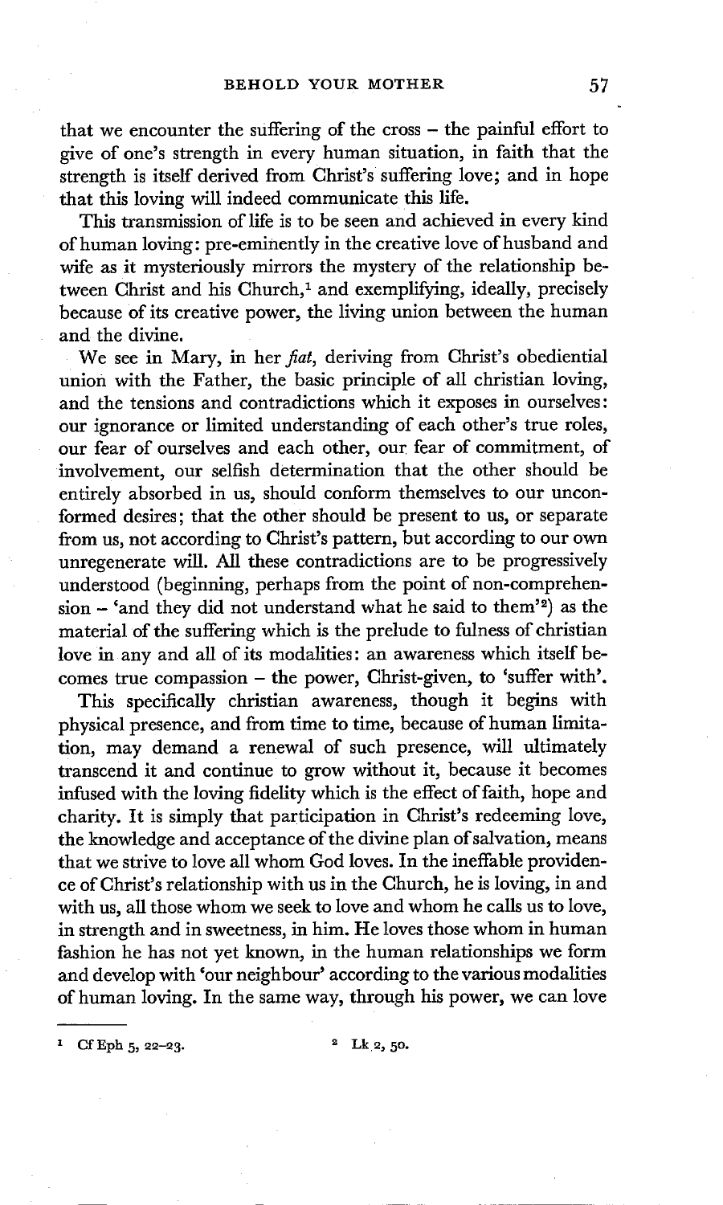that we encounter the suffering of the cross – the painful effort to give of one's strength in every human situation, in faith that the strength is itself derived from Christ's suffering love; and in hope that this loving will indeed communicate this life.

This transmission of life is to be seen and achieved in every kind of human loving: pre-eminently in the creative love of husband and wife as it mysteriously mirrors the mystery of the relationship between Christ and his Church,[1] and exemplifying, ideally, precisely because of its creative power, the living union between the human and the divine.

We see in Mary, in her *fiat*, deriving from Christ's obediential union with the Father, the basic principle of all christian loving, and the tensions and contradictions which it exposes in ourselves: our ignorance or limited understanding of each other's true roles, our fear of ourselves and each other, our fear of commitment, of involvement, our selfish determination that the other should be entirely absorbed in us, should conform themselves to our unconformed desires; that the other should be present to us, or separate from us, not according to Christ's pattern, but according to our own unregenerate will. All these contradictions are to be progressively understood (beginning, perhaps from the point of non-comprehension – 'and they did not understand what he said to them'[2]) as the material of the suffering which is the prelude to fulness of christian love in any and all of its modalities: an awareness which itself becomes true compassion – the power, Christ-given, to 'suffer with'.

This specifically christian awareness, though it begins with physical presence, and from time to time, because of human limitation, may demand a renewal of such presence, will ultimately transcend it and continue to grow without it, because it becomes infused with the loving fidelity which is the effect of faith, hope and charity. It is simply that participation in Christ's redeeming love, the knowledge and acceptance of the divine plan of salvation, means that we strive to love all whom God loves. In the ineffable providence of Christ's relationship with us in the Church, he is loving, in and with us, all those whom we seek to love and whom he calls us to love, in strength and in sweetness, in him. He loves those whom in human fashion he has not yet known, in the human relationships we form and develop with 'our neighbour' according to the various modalities of human loving. In the same way, through his power, we can love

---

[1] Cf Eph 5, 22–23.

[2] Lk 2, 50.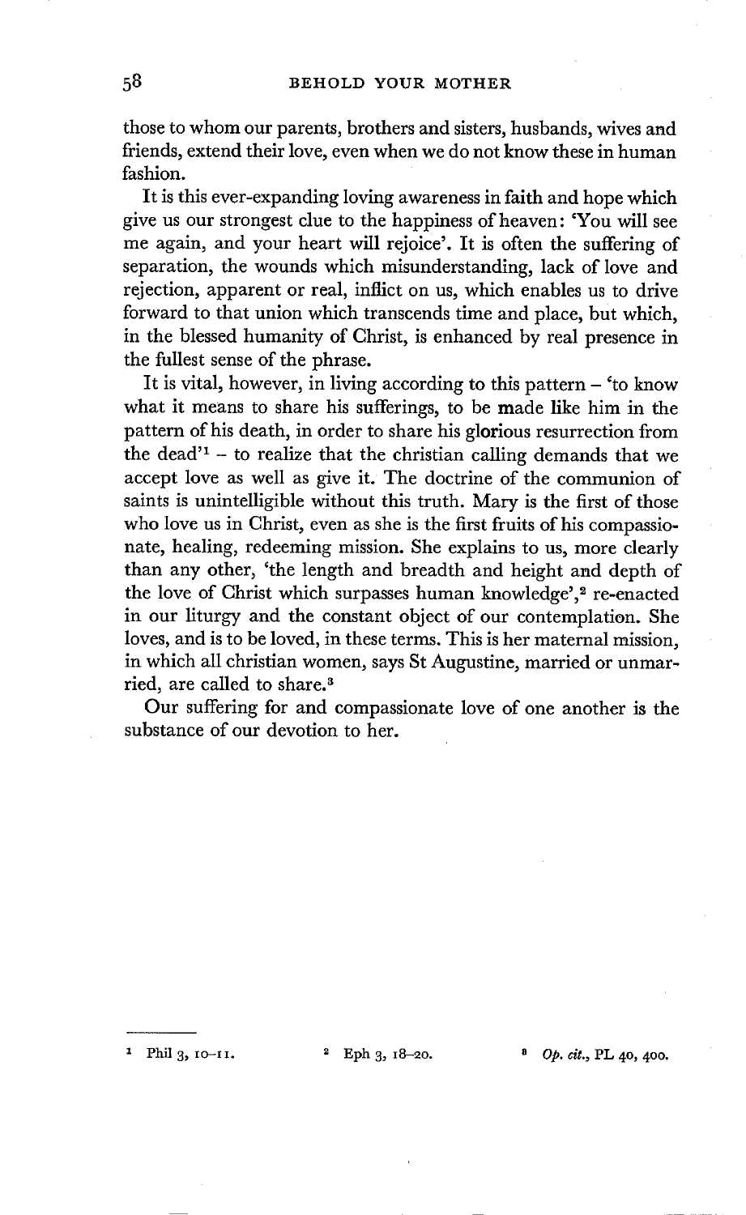those to whom our parents, brothers and sisters, husbands, wives and friends, extend their love, even when we do not know these in human fashion.

It is this ever-expanding loving awareness in faith and hope which give us our strongest clue to the happiness of heaven: 'You will see me again, and your heart will rejoice'. It is often the suffering of separation, the wounds which misunderstanding, lack of love and rejection, apparent or real, inflict on us, which enables us to drive forward to that union which transcends time and place, but which, in the blessed humanity of Christ, is enhanced by real presence in the fullest sense of the phrase.

It is vital, however, in living according to this pattern – 'to know what it means to share his sufferings, to be made like him in the pattern of his death, in order to share his glorious resurrection from the dead'[1] – to realize that the christian calling demands that we accept love as well as give it. The doctrine of the communion of saints is unintelligible without this truth. Mary is the first of those who love us in Christ, even as she is the first fruits of his compassionate, healing, redeeming mission. She explains to us, more clearly than any other, 'the length and breadth and height and depth of the love of Christ which surpasses human knowledge',[2] re-enacted in our liturgy and the constant object of our contemplation. She loves, and is to be loved, in these terms. This is her maternal mission, in which all christian women, says St Augustine, married or unmarried, are called to share.[3]

Our suffering for and compassionate love of one another is the substance of our devotion to her.

---

[1] Phil 3, 10–11.

[2] Eph 3, 18–20.

[3] *Op. cit.*, PL 40, 400.